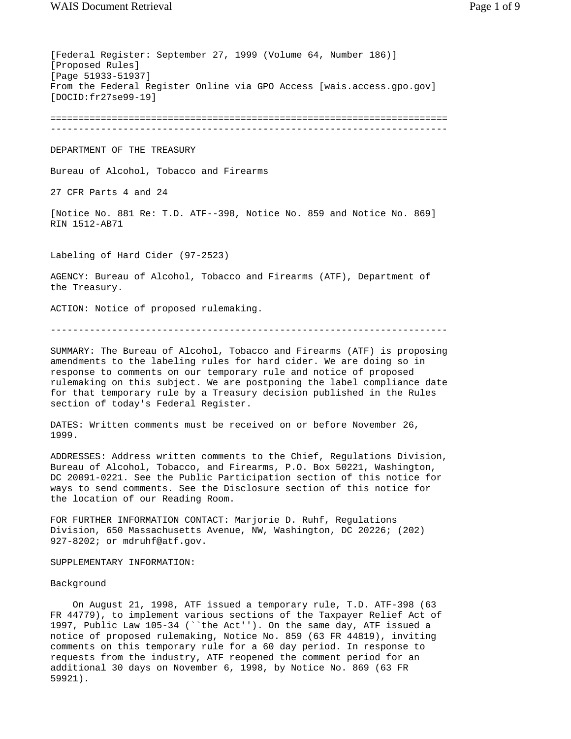[Federal Register: September 27, 1999 (Volume 64, Number 186)]
[Proposed Rules]
[Page 51933-51937]
From the Federal Register Online via GPO Access [wais.access.gpo.gov]
[DOCID:fr27se99-19]

---

DEPARTMENT OF THE TREASURY

Bureau of Alcohol, Tobacco and Firearms

27 CFR Parts 4 and 24

[Notice No. 881 Re: T.D. ATF--398, Notice No. 859 and Notice No. 869]
RIN 1512-AB71

Labeling of Hard Cider (97-2523)

AGENCY: Bureau of Alcohol, Tobacco and Firearms (ATF), Department of the Treasury.

ACTION: Notice of proposed rulemaking.

---

SUMMARY: The Bureau of Alcohol, Tobacco and Firearms (ATF) is proposing amendments to the labeling rules for hard cider. We are doing so in response to comments on our temporary rule and notice of proposed rulemaking on this subject. We are postponing the label compliance date for that temporary rule by a Treasury decision published in the Rules section of today's Federal Register.

DATES: Written comments must be received on or before November 26, 1999.

ADDRESSES: Address written comments to the Chief, Regulations Division, Bureau of Alcohol, Tobacco, and Firearms, P.O. Box 50221, Washington, DC 20091-0221. See the Public Participation section of this notice for ways to send comments. See the Disclosure section of this notice for the location of our Reading Room.

FOR FURTHER INFORMATION CONTACT: Marjorie D. Ruhf, Regulations Division, 650 Massachusetts Avenue, NW, Washington, DC 20226; (202) 927-8202; or mdruhf@atf.gov.

SUPPLEMENTARY INFORMATION:

Background

On August 21, 1998, ATF issued a temporary rule, T.D. ATF-398 (63 FR 44779), to implement various sections of the Taxpayer Relief Act of 1997, Public Law 105-34 (``the Act''). On the same day, ATF issued a notice of proposed rulemaking, Notice No. 859 (63 FR 44819), inviting comments on this temporary rule for a 60 day period. In response to requests from the industry, ATF reopened the comment period for an additional 30 days on November 6, 1998, by Notice No. 869 (63 FR 59921).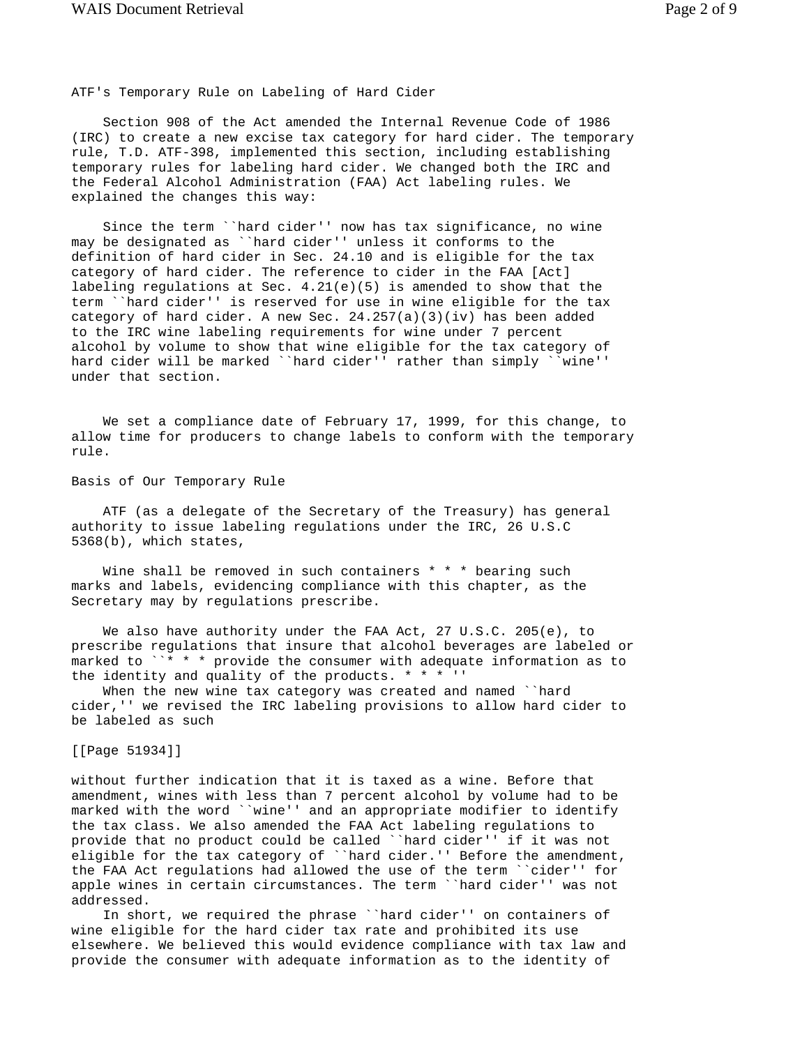ATF's Temporary Rule on Labeling of Hard Cider

Section 908 of the Act amended the Internal Revenue Code of 1986 (IRC) to create a new excise tax category for hard cider. The temporary rule, T.D. ATF-398, implemented this section, including establishing temporary rules for labeling hard cider. We changed both the IRC and the Federal Alcohol Administration (FAA) Act labeling rules. We explained the changes this way:

> Since the term ``hard cider'' now has tax significance, no wine may be designated as ``hard cider'' unless it conforms to the definition of hard cider in Sec. 24.10 and is eligible for the tax category of hard cider. The reference to cider in the FAA [Act] labeling regulations at Sec. 4.21(e)(5) is amended to show that the term ``hard cider'' is reserved for use in wine eligible for the tax category of hard cider. A new Sec. 24.257(a)(3)(iv) has been added to the IRC wine labeling requirements for wine under 7 percent alcohol by volume to show that wine eligible for the tax category of hard cider will be marked ``hard cider'' rather than simply ``wine'' under that section.

We set a compliance date of February 17, 1999, for this change, to allow time for producers to change labels to conform with the temporary rule.

Basis of Our Temporary Rule

ATF (as a delegate of the Secretary of the Treasury) has general authority to issue labeling regulations under the IRC, 26 U.S.C 5368(b), which states,

> Wine shall be removed in such containers * * * bearing such marks and labels, evidencing compliance with this chapter, as the Secretary may by regulations prescribe.

We also have authority under the FAA Act, 27 U.S.C. 205(e), to prescribe regulations that insure that alcohol beverages are labeled or marked to ``* * * provide the consumer with adequate information as to the identity and quality of the products. * * * ''

When the new wine tax category was created and named ``hard cider,'' we revised the IRC labeling provisions to allow hard cider to be labeled as such

[[Page 51934]]

without further indication that it is taxed as a wine. Before that amendment, wines with less than 7 percent alcohol by volume had to be marked with the word ``wine'' and an appropriate modifier to identify the tax class. We also amended the FAA Act labeling regulations to provide that no product could be called ``hard cider'' if it was not eligible for the tax category of ``hard cider.'' Before the amendment, the FAA Act regulations had allowed the use of the term ``cider'' for apple wines in certain circumstances. The term ``hard cider'' was not addressed.

In short, we required the phrase ``hard cider'' on containers of wine eligible for the hard cider tax rate and prohibited its use elsewhere. We believed this would evidence compliance with tax law and provide the consumer with adequate information as to the identity of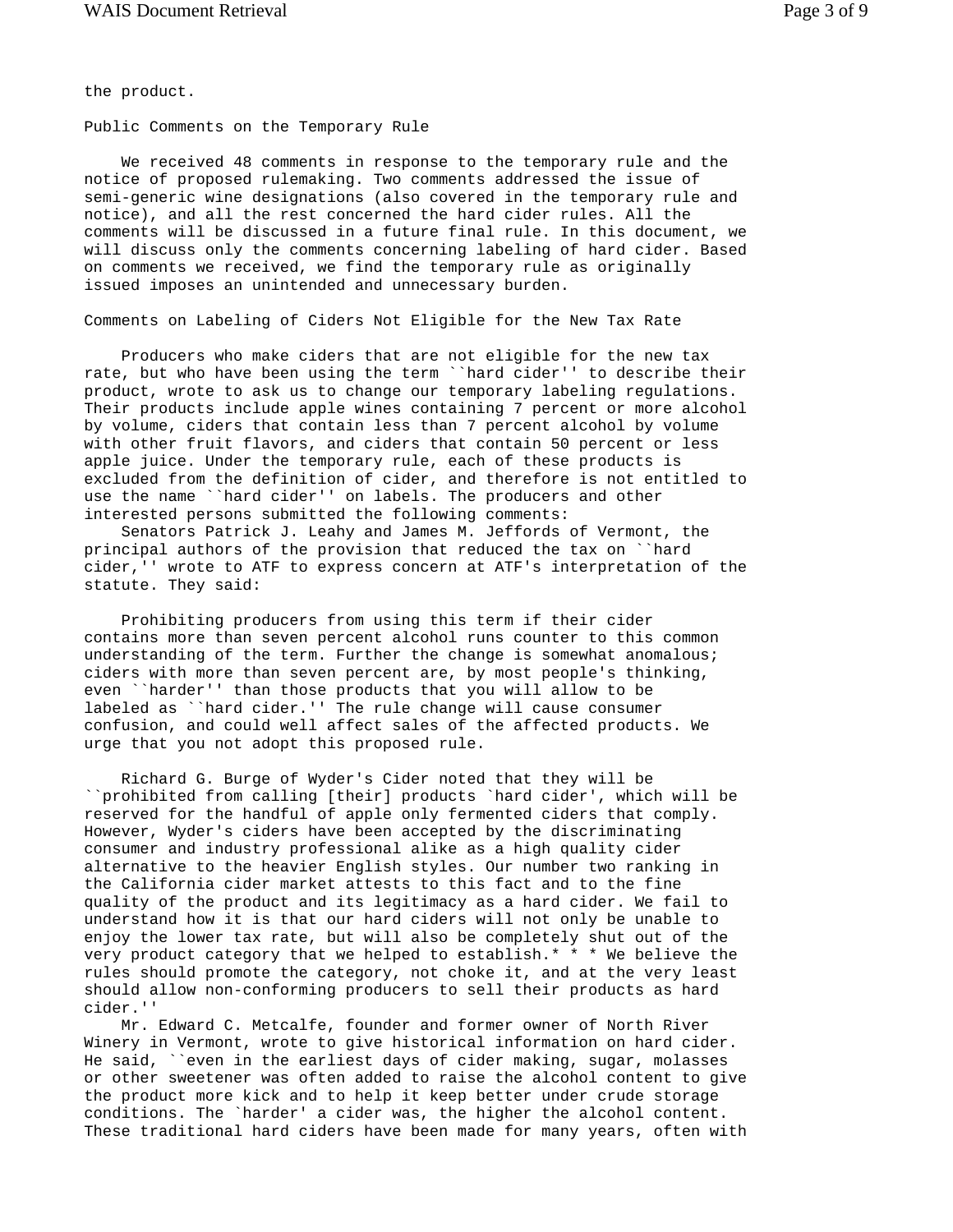the product.

## Public Comments on the Temporary Rule

We received 48 comments in response to the temporary rule and the notice of proposed rulemaking. Two comments addressed the issue of semi-generic wine designations (also covered in the temporary rule and notice), and all the rest concerned the hard cider rules. All the comments will be discussed in a future final rule. In this document, we will discuss only the comments concerning labeling of hard cider. Based on comments we received, we find the temporary rule as originally issued imposes an unintended and unnecessary burden.

### Comments on Labeling of Ciders Not Eligible for the New Tax Rate

Producers who make ciders that are not eligible for the new tax rate, but who have been using the term ``hard cider'' to describe their product, wrote to ask us to change our temporary labeling regulations. Their products include apple wines containing 7 percent or more alcohol by volume, ciders that contain less than 7 percent alcohol by volume with other fruit flavors, and ciders that contain 50 percent or less apple juice. Under the temporary rule, each of these products is excluded from the definition of cider, and therefore is not entitled to use the name ``hard cider'' on labels. The producers and other interested persons submitted the following comments:

Senators Patrick J. Leahy and James M. Jeffords of Vermont, the principal authors of the provision that reduced the tax on ``hard cider,'' wrote to ATF to express concern at ATF's interpretation of the statute. They said:

> Prohibiting producers from using this term if their cider contains more than seven percent alcohol runs counter to this common understanding of the term. Further the change is somewhat anomalous; ciders with more than seven percent are, by most people's thinking, even ``harder'' than those products that you will allow to be labeled as ``hard cider.'' The rule change will cause consumer confusion, and could well affect sales of the affected products. We urge that you not adopt this proposed rule.

Richard G. Burge of Wyder's Cider noted that they will be ``prohibited from calling [their] products `hard cider', which will be reserved for the handful of apple only fermented ciders that comply. However, Wyder's ciders have been accepted by the discriminating consumer and industry professional alike as a high quality cider alternative to the heavier English styles. Our number two ranking in the California cider market attests to this fact and to the fine quality of the product and its legitimacy as a hard cider. We fail to understand how it is that our hard ciders will not only be unable to enjoy the lower tax rate, but will also be completely shut out of the very product category that we helped to establish.* * * We believe the rules should promote the category, not choke it, and at the very least should allow non-conforming producers to sell their products as hard cider.''

Mr. Edward C. Metcalfe, founder and former owner of North River Winery in Vermont, wrote to give historical information on hard cider. He said, ``even in the earliest days of cider making, sugar, molasses or other sweetener was often added to raise the alcohol content to give the product more kick and to help it keep better under crude storage conditions. The `harder' a cider was, the higher the alcohol content. These traditional hard ciders have been made for many years, often with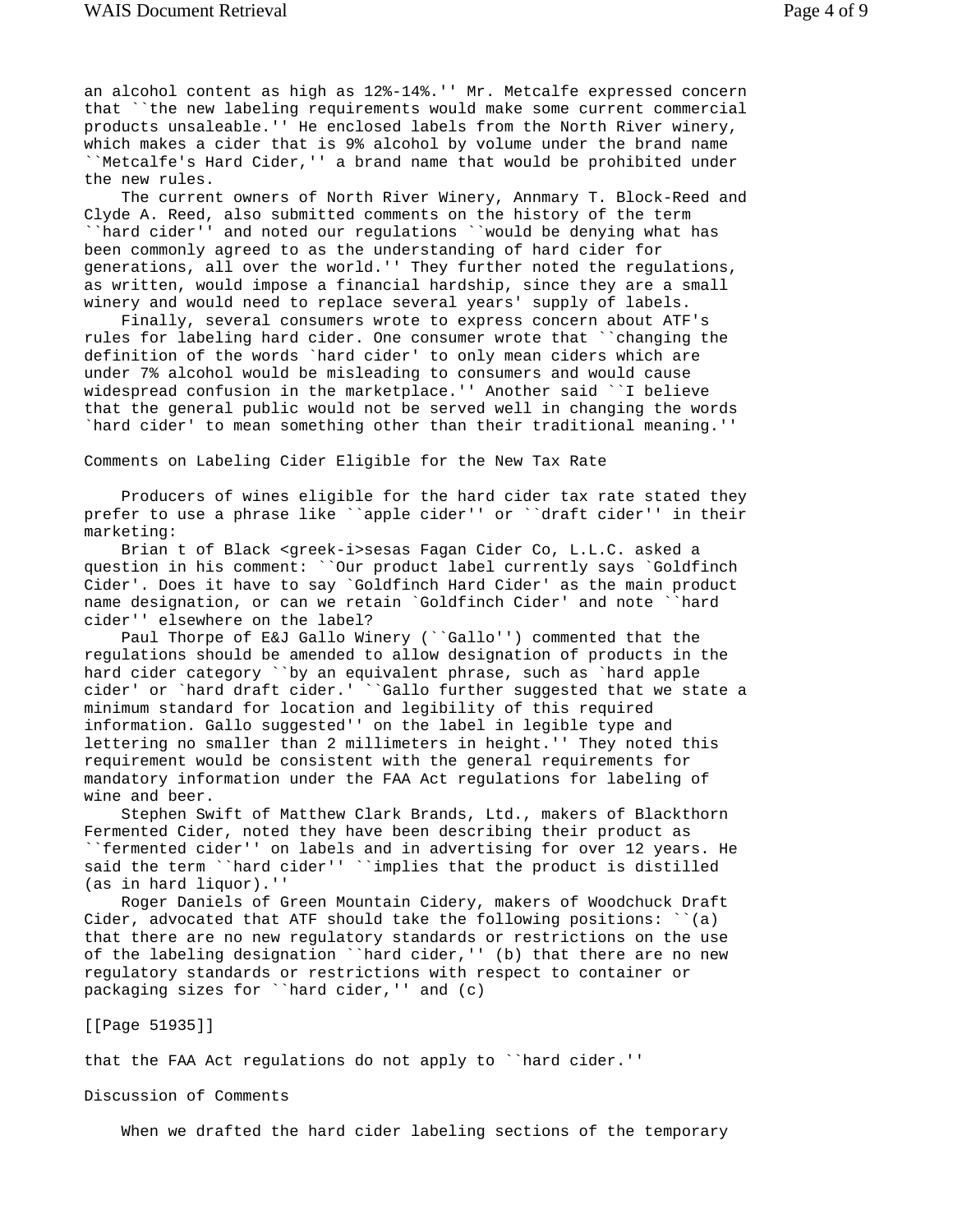an alcohol content as high as 12%-14%.'' Mr. Metcalfe expressed concern that ``the new labeling requirements would make some current commercial products unsaleable.'' He enclosed labels from the North River winery, which makes a cider that is 9% alcohol by volume under the brand name ``Metcalfe's Hard Cider,'' a brand name that would be prohibited under the new rules.

The current owners of North River Winery, Annmary T. Block-Reed and Clyde A. Reed, also submitted comments on the history of the term ``hard cider'' and noted our regulations ``would be denying what has been commonly agreed to as the understanding of hard cider for generations, all over the world.'' They further noted the regulations, as written, would impose a financial hardship, since they are a small winery and would need to replace several years' supply of labels.

Finally, several consumers wrote to express concern about ATF's rules for labeling hard cider. One consumer wrote that ``changing the definition of the words `hard cider' to only mean ciders which are under 7% alcohol would be misleading to consumers and would cause widespread confusion in the marketplace.'' Another said ``I believe that the general public would not be served well in changing the words `hard cider' to mean something other than their traditional meaning.''

Comments on Labeling Cider Eligible for the New Tax Rate

Producers of wines eligible for the hard cider tax rate stated they prefer to use a phrase like ``apple cider'' or ``draft cider'' in their marketing:

Brian t of Black <greek-i>sesas Fagan Cider Co, L.L.C. asked a question in his comment: ``Our product label currently says `Goldfinch Cider'. Does it have to say `Goldfinch Hard Cider' as the main product name designation, or can we retain `Goldfinch Cider' and note ``hard cider'' elsewhere on the label?

Paul Thorpe of E&J Gallo Winery (``Gallo'') commented that the regulations should be amended to allow designation of products in the hard cider category ``by an equivalent phrase, such as `hard apple cider' or `hard draft cider.' ``Gallo further suggested that we state a minimum standard for location and legibility of this required information. Gallo suggested'' on the label in legible type and lettering no smaller than 2 millimeters in height.'' They noted this requirement would be consistent with the general requirements for mandatory information under the FAA Act regulations for labeling of wine and beer.

Stephen Swift of Matthew Clark Brands, Ltd., makers of Blackthorn Fermented Cider, noted they have been describing their product as ``fermented cider'' on labels and in advertising for over 12 years. He said the term ``hard cider'' ``implies that the product is distilled (as in hard liquor).''

Roger Daniels of Green Mountain Cidery, makers of Woodchuck Draft Cider, advocated that ATF should take the following positions: ``(a) that there are no new regulatory standards or restrictions on the use of the labeling designation ``hard cider,'' (b) that there are no new regulatory standards or restrictions with respect to container or packaging sizes for ``hard cider,'' and (c)

[[Page 51935]]

that the FAA Act regulations do not apply to ``hard cider.''

Discussion of Comments

When we drafted the hard cider labeling sections of the temporary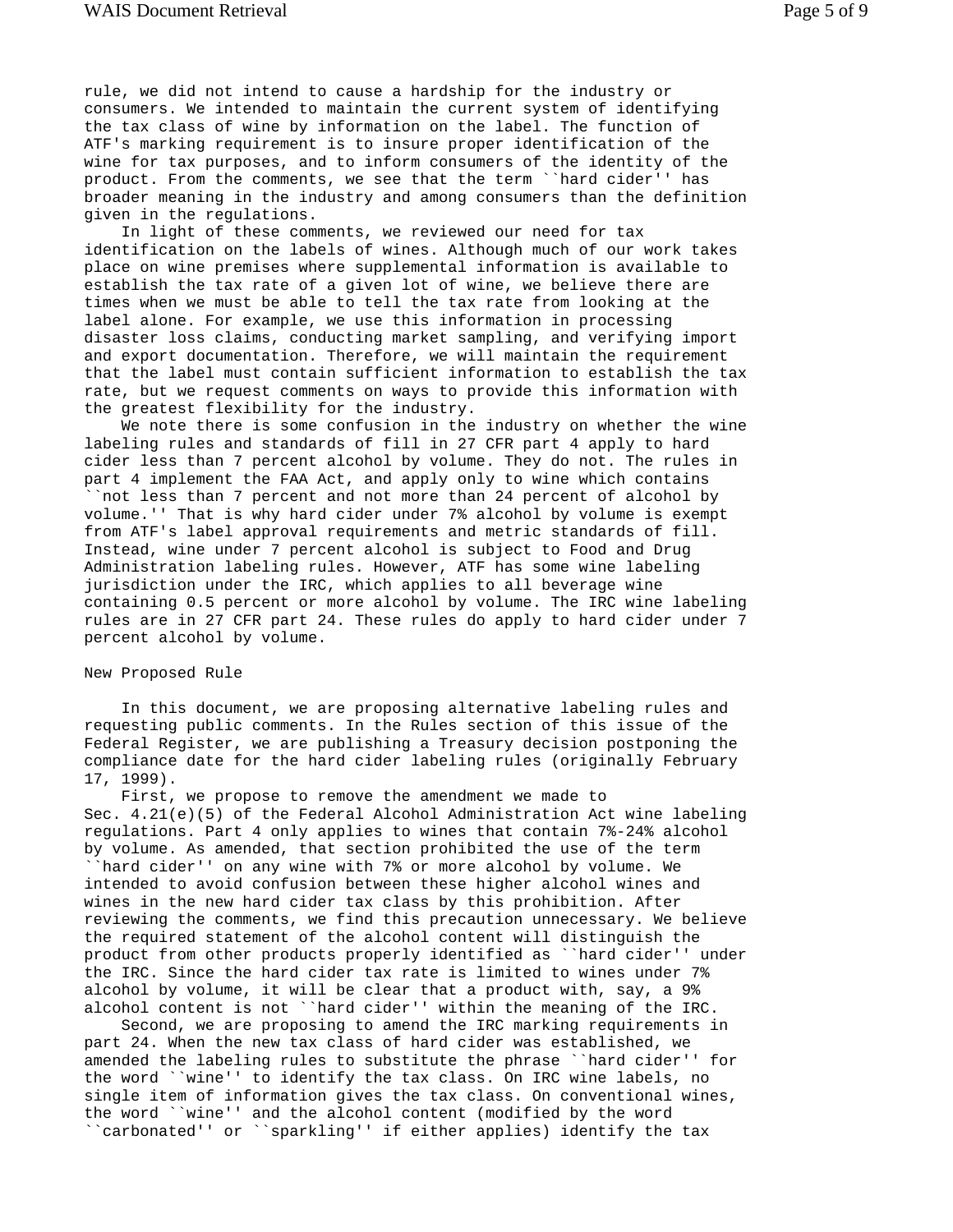rule, we did not intend to cause a hardship for the industry or consumers. We intended to maintain the current system of identifying the tax class of wine by information on the label. The function of ATF's marking requirement is to insure proper identification of the wine for tax purposes, and to inform consumers of the identity of the product. From the comments, we see that the term ``hard cider'' has broader meaning in the industry and among consumers than the definition given in the regulations.

In light of these comments, we reviewed our need for tax identification on the labels of wines. Although much of our work takes place on wine premises where supplemental information is available to establish the tax rate of a given lot of wine, we believe there are times when we must be able to tell the tax rate from looking at the label alone. For example, we use this information in processing disaster loss claims, conducting market sampling, and verifying import and export documentation. Therefore, we will maintain the requirement that the label must contain sufficient information to establish the tax rate, but we request comments on ways to provide this information with the greatest flexibility for the industry.

We note there is some confusion in the industry on whether the wine labeling rules and standards of fill in 27 CFR part 4 apply to hard cider less than 7 percent alcohol by volume. They do not. The rules in part 4 implement the FAA Act, and apply only to wine which contains ``not less than 7 percent and not more than 24 percent of alcohol by volume.'' That is why hard cider under 7% alcohol by volume is exempt from ATF's label approval requirements and metric standards of fill. Instead, wine under 7 percent alcohol is subject to Food and Drug Administration labeling rules. However, ATF has some wine labeling jurisdiction under the IRC, which applies to all beverage wine containing 0.5 percent or more alcohol by volume. The IRC wine labeling rules are in 27 CFR part 24. These rules do apply to hard cider under 7 percent alcohol by volume.

## New Proposed Rule

In this document, we are proposing alternative labeling rules and requesting public comments. In the Rules section of this issue of the Federal Register, we are publishing a Treasury decision postponing the compliance date for the hard cider labeling rules (originally February 17, 1999).

First, we propose to remove the amendment we made to Sec. 4.21(e)(5) of the Federal Alcohol Administration Act wine labeling regulations. Part 4 only applies to wines that contain 7%-24% alcohol by volume. As amended, that section prohibited the use of the term ``hard cider'' on any wine with 7% or more alcohol by volume. We intended to avoid confusion between these higher alcohol wines and wines in the new hard cider tax class by this prohibition. After reviewing the comments, we find this precaution unnecessary. We believe the required statement of the alcohol content will distinguish the product from other products properly identified as ``hard cider'' under the IRC. Since the hard cider tax rate is limited to wines under 7% alcohol by volume, it will be clear that a product with, say, a 9% alcohol content is not ``hard cider'' within the meaning of the IRC.

Second, we are proposing to amend the IRC marking requirements in part 24. When the new tax class of hard cider was established, we amended the labeling rules to substitute the phrase ``hard cider'' for the word ``wine'' to identify the tax class. On IRC wine labels, no single item of information gives the tax class. On conventional wines, the word ``wine'' and the alcohol content (modified by the word ``carbonated'' or ``sparkling'' if either applies) identify the tax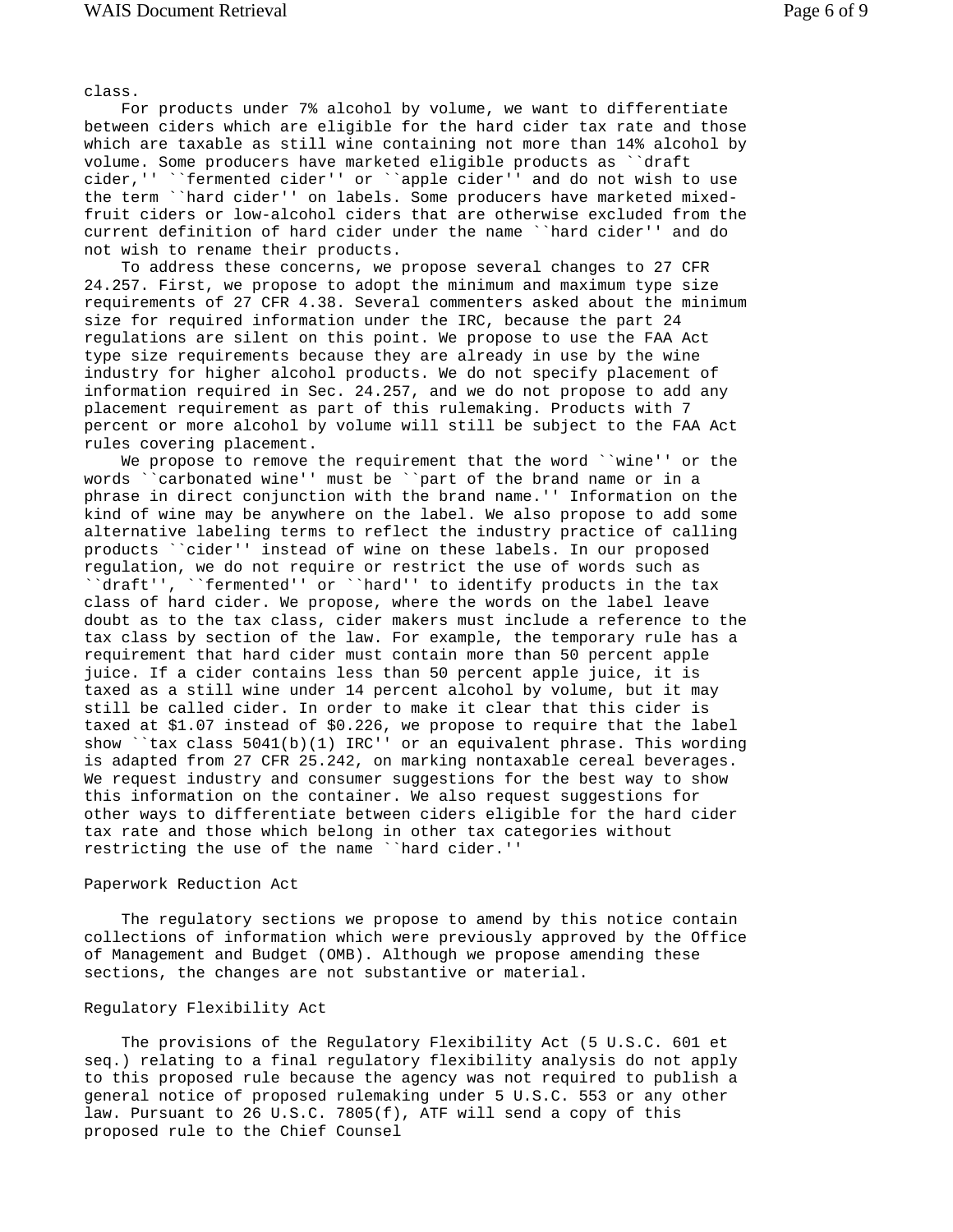class.

For products under 7% alcohol by volume, we want to differentiate between ciders which are eligible for the hard cider tax rate and those which are taxable as still wine containing not more than 14% alcohol by volume. Some producers have marketed eligible products as ``draft cider,'' ``fermented cider'' or ``apple cider'' and do not wish to use the term ``hard cider'' on labels. Some producers have marketed mixed-fruit ciders or low-alcohol ciders that are otherwise excluded from the current definition of hard cider under the name ``hard cider'' and do not wish to rename their products.

To address these concerns, we propose several changes to 27 CFR 24.257. First, we propose to adopt the minimum and maximum type size requirements of 27 CFR 4.38. Several commenters asked about the minimum size for required information under the IRC, because the part 24 regulations are silent on this point. We propose to use the FAA Act type size requirements because they are already in use by the wine industry for higher alcohol products. We do not specify placement of information required in Sec. 24.257, and we do not propose to add any placement requirement as part of this rulemaking. Products with 7 percent or more alcohol by volume will still be subject to the FAA Act rules covering placement.

We propose to remove the requirement that the word ``wine'' or the words ``carbonated wine'' must be ``part of the brand name or in a phrase in direct conjunction with the brand name.'' Information on the kind of wine may be anywhere on the label. We also propose to add some alternative labeling terms to reflect the industry practice of calling products ``cider'' instead of wine on these labels. In our proposed regulation, we do not require or restrict the use of words such as ``draft'', ``fermented'' or ``hard'' to identify products in the tax class of hard cider. We propose, where the words on the label leave doubt as to the tax class, cider makers must include a reference to the tax class by section of the law. For example, the temporary rule has a requirement that hard cider must contain more than 50 percent apple juice. If a cider contains less than 50 percent apple juice, it is taxed as a still wine under 14 percent alcohol by volume, but it may still be called cider. In order to make it clear that this cider is taxed at $1.07 instead of $0.226, we propose to require that the label show ``tax class 5041(b)(1) IRC'' or an equivalent phrase. This wording is adapted from 27 CFR 25.242, on marking nontaxable cereal beverages. We request industry and consumer suggestions for the best way to show this information on the container. We also request suggestions for other ways to differentiate between ciders eligible for the hard cider tax rate and those which belong in other tax categories without restricting the use of the name ``hard cider.''

Paperwork Reduction Act

The regulatory sections we propose to amend by this notice contain collections of information which were previously approved by the Office of Management and Budget (OMB). Although we propose amending these sections, the changes are not substantive or material.

Regulatory Flexibility Act

The provisions of the Regulatory Flexibility Act (5 U.S.C. 601 et seq.) relating to a final regulatory flexibility analysis do not apply to this proposed rule because the agency was not required to publish a general notice of proposed rulemaking under 5 U.S.C. 553 or any other law. Pursuant to 26 U.S.C. 7805(f), ATF will send a copy of this proposed rule to the Chief Counsel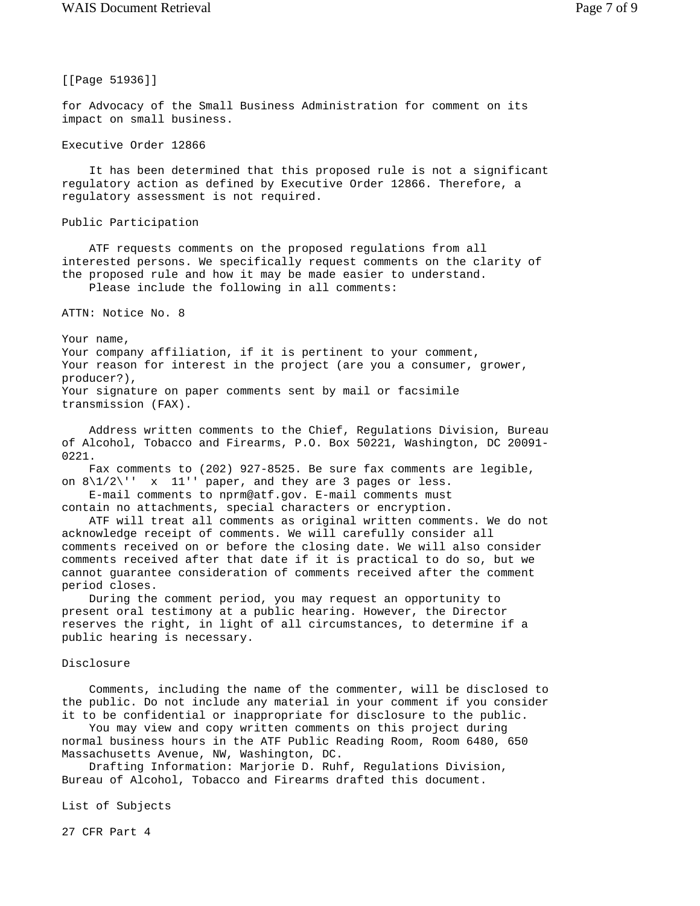[[Page 51936]]

for Advocacy of the Small Business Administration for comment on its impact on small business.

Executive Order 12866

It has been determined that this proposed rule is not a significant regulatory action as defined by Executive Order 12866. Therefore, a regulatory assessment is not required.

Public Participation

ATF requests comments on the proposed regulations from all interested persons. We specifically request comments on the clarity of the proposed rule and how it may be made easier to understand.

Please include the following in all comments:

ATTN: Notice No. 8

Your name,
Your company affiliation, if it is pertinent to your comment,
Your reason for interest in the project (are you a consumer, grower, producer?),
Your signature on paper comments sent by mail or facsimile transmission (FAX).

Address written comments to the Chief, Regulations Division, Bureau of Alcohol, Tobacco and Firearms, P.O. Box 50221, Washington, DC 20091-0221.

Fax comments to (202) 927-8525. Be sure fax comments are legible, on 8\1/2\'' x 11'' paper, and they are 3 pages or less.

E-mail comments to nprm@atf.gov. E-mail comments must contain no attachments, special characters or encryption.

ATF will treat all comments as original written comments. We do not acknowledge receipt of comments. We will carefully consider all comments received on or before the closing date. We will also consider comments received after that date if it is practical to do so, but we cannot guarantee consideration of comments received after the comment period closes.

During the comment period, you may request an opportunity to present oral testimony at a public hearing. However, the Director reserves the right, in light of all circumstances, to determine if a public hearing is necessary.

Disclosure

Comments, including the name of the commenter, will be disclosed to the public. Do not include any material in your comment if you consider it to be confidential or inappropriate for disclosure to the public.

You may view and copy written comments on this project during normal business hours in the ATF Public Reading Room, Room 6480, 650 Massachusetts Avenue, NW, Washington, DC.

Drafting Information: Marjorie D. Ruhf, Regulations Division, Bureau of Alcohol, Tobacco and Firearms drafted this document.

List of Subjects

27 CFR Part 4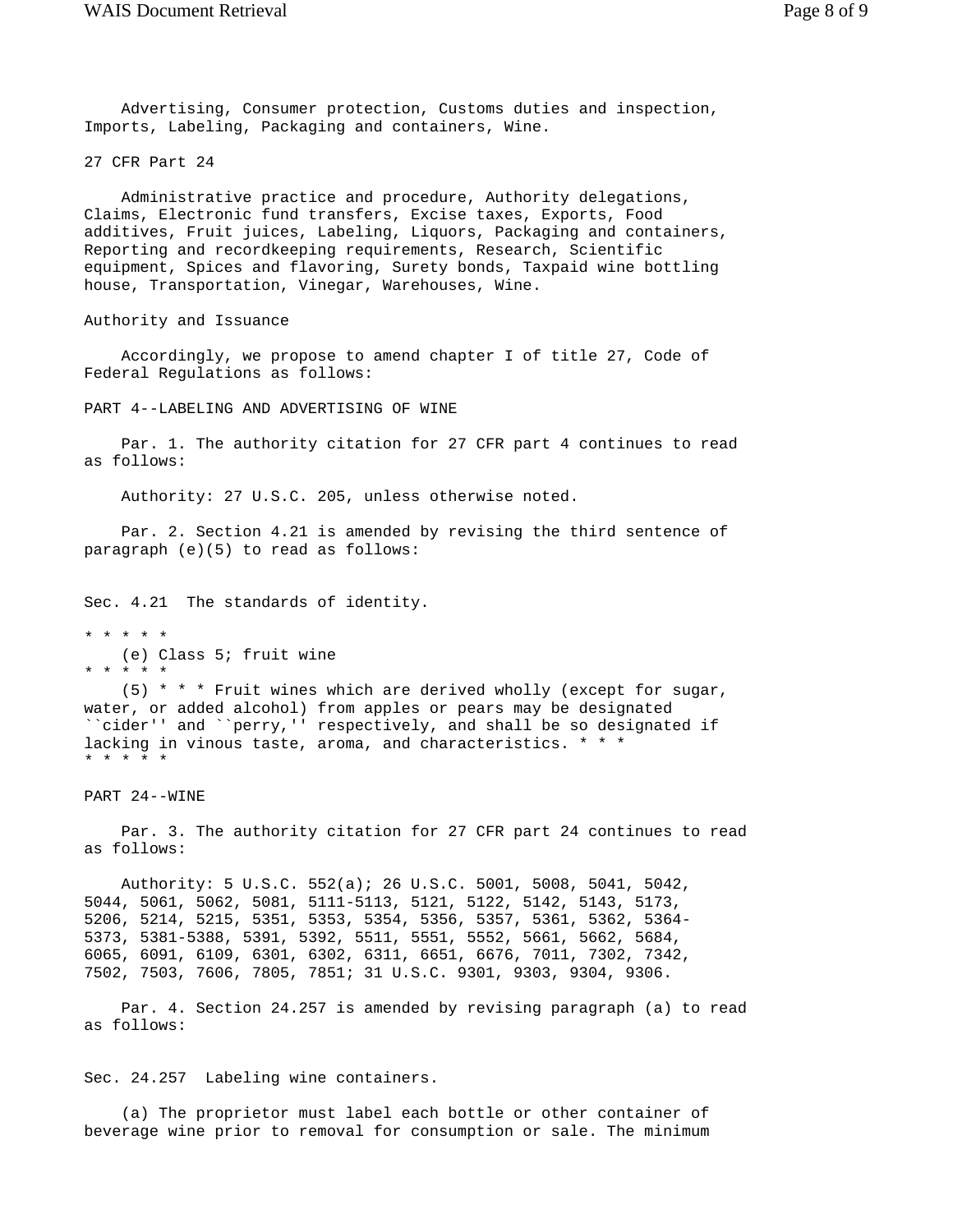Advertising, Consumer protection, Customs duties and inspection, Imports, Labeling, Packaging and containers, Wine.

27 CFR Part 24

Administrative practice and procedure, Authority delegations, Claims, Electronic fund transfers, Excise taxes, Exports, Food additives, Fruit juices, Labeling, Liquors, Packaging and containers, Reporting and recordkeeping requirements, Research, Scientific equipment, Spices and flavoring, Surety bonds, Taxpaid wine bottling house, Transportation, Vinegar, Warehouses, Wine.

Authority and Issuance

Accordingly, we propose to amend chapter I of title 27, Code of Federal Regulations as follows:

PART 4--LABELING AND ADVERTISING OF WINE

Par. 1. The authority citation for 27 CFR part 4 continues to read as follows:

Authority: 27 U.S.C. 205, unless otherwise noted.

Par. 2. Section 4.21 is amended by revising the third sentence of paragraph (e)(5) to read as follows:

Sec. 4.21 The standards of identity.

* * * * *

(e) Class 5; fruit wine

* * * * *

(5) * * * Fruit wines which are derived wholly (except for sugar, water, or added alcohol) from apples or pears may be designated ``cider'' and ``perry,'' respectively, and shall be so designated if lacking in vinous taste, aroma, and characteristics. * * *

* * * * *

PART 24--WINE

Par. 3. The authority citation for 27 CFR part 24 continues to read as follows:

Authority: 5 U.S.C. 552(a); 26 U.S.C. 5001, 5008, 5041, 5042, 5044, 5061, 5062, 5081, 5111-5113, 5121, 5122, 5142, 5143, 5173, 5206, 5214, 5215, 5351, 5353, 5354, 5356, 5357, 5361, 5362, 5364-5373, 5381-5388, 5391, 5392, 5511, 5551, 5552, 5661, 5662, 5684, 6065, 6091, 6109, 6301, 6302, 6311, 6651, 6676, 7011, 7302, 7342, 7502, 7503, 7606, 7805, 7851; 31 U.S.C. 9301, 9303, 9304, 9306.

Par. 4. Section 24.257 is amended by revising paragraph (a) to read as follows:

Sec. 24.257 Labeling wine containers.

(a) The proprietor must label each bottle or other container of beverage wine prior to removal for consumption or sale. The minimum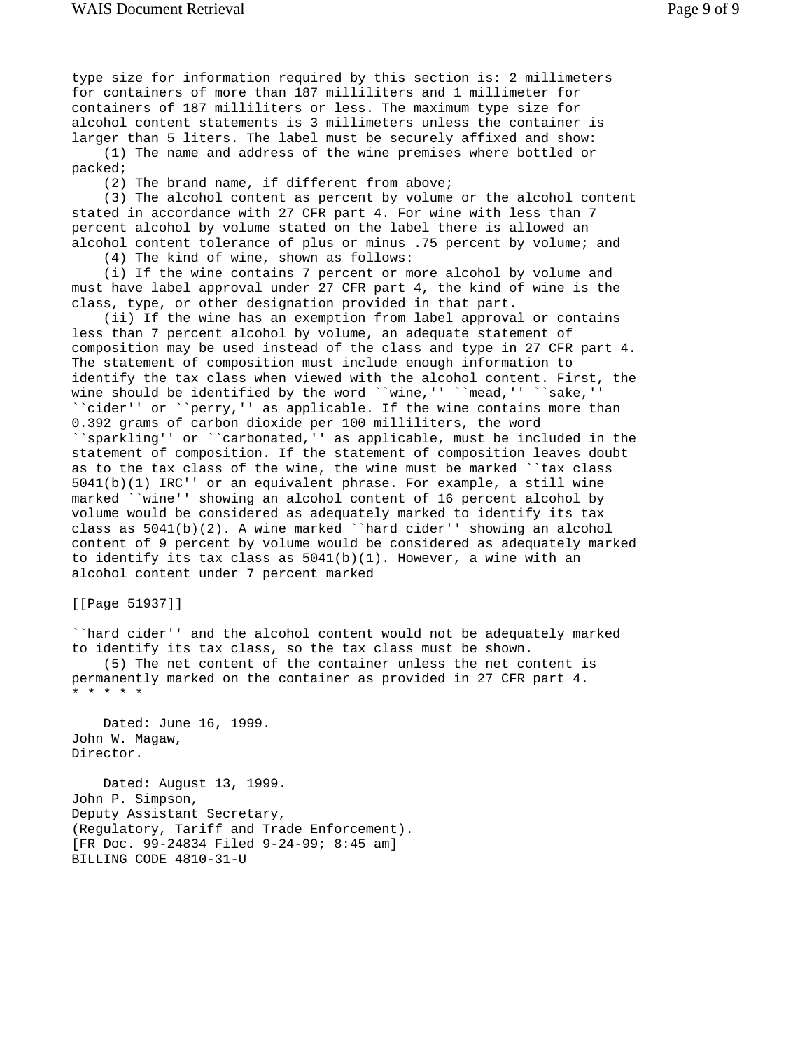type size for information required by this section is: 2 millimeters for containers of more than 187 milliliters and 1 millimeter for containers of 187 milliliters or less. The maximum type size for alcohol content statements is 3 millimeters unless the container is larger than 5 liters. The label must be securely affixed and show:

(1) The name and address of the wine premises where bottled or packed;

(2) The brand name, if different from above;

(3) The alcohol content as percent by volume or the alcohol content stated in accordance with 27 CFR part 4. For wine with less than 7 percent alcohol by volume stated on the label there is allowed an alcohol content tolerance of plus or minus .75 percent by volume; and

(4) The kind of wine, shown as follows:

(i) If the wine contains 7 percent or more alcohol by volume and must have label approval under 27 CFR part 4, the kind of wine is the class, type, or other designation provided in that part.

(ii) If the wine has an exemption from label approval or contains less than 7 percent alcohol by volume, an adequate statement of composition may be used instead of the class and type in 27 CFR part 4. The statement of composition must include enough information to identify the tax class when viewed with the alcohol content. First, the wine should be identified by the word ``wine,'' ``mead,'' ``sake,'' ``cider'' or ``perry,'' as applicable. If the wine contains more than 0.392 grams of carbon dioxide per 100 milliliters, the word ``sparkling'' or ``carbonated,'' as applicable, must be included in the statement of composition. If the statement of composition leaves doubt as to the tax class of the wine, the wine must be marked ``tax class 5041(b)(1) IRC'' or an equivalent phrase. For example, a still wine marked ``wine'' showing an alcohol content of 16 percent alcohol by volume would be considered as adequately marked to identify its tax class as 5041(b)(2). A wine marked ``hard cider'' showing an alcohol content of 9 percent by volume would be considered as adequately marked to identify its tax class as 5041(b)(1). However, a wine with an alcohol content under 7 percent marked

[[Page 51937]]

``hard cider'' and the alcohol content would not be adequately marked to identify its tax class, so the tax class must be shown.

(5) The net content of the container unless the net content is permanently marked on the container as provided in 27 CFR part 4.

* * * * *

Dated: June 16, 1999.

John W. Magaw,
Director.

Dated: August 13, 1999.

John P. Simpson,
Deputy Assistant Secretary,
(Regulatory, Tariff and Trade Enforcement).

[FR Doc. 99-24834 Filed 9-24-99; 8:45 am]

BILLING CODE 4810-31-U